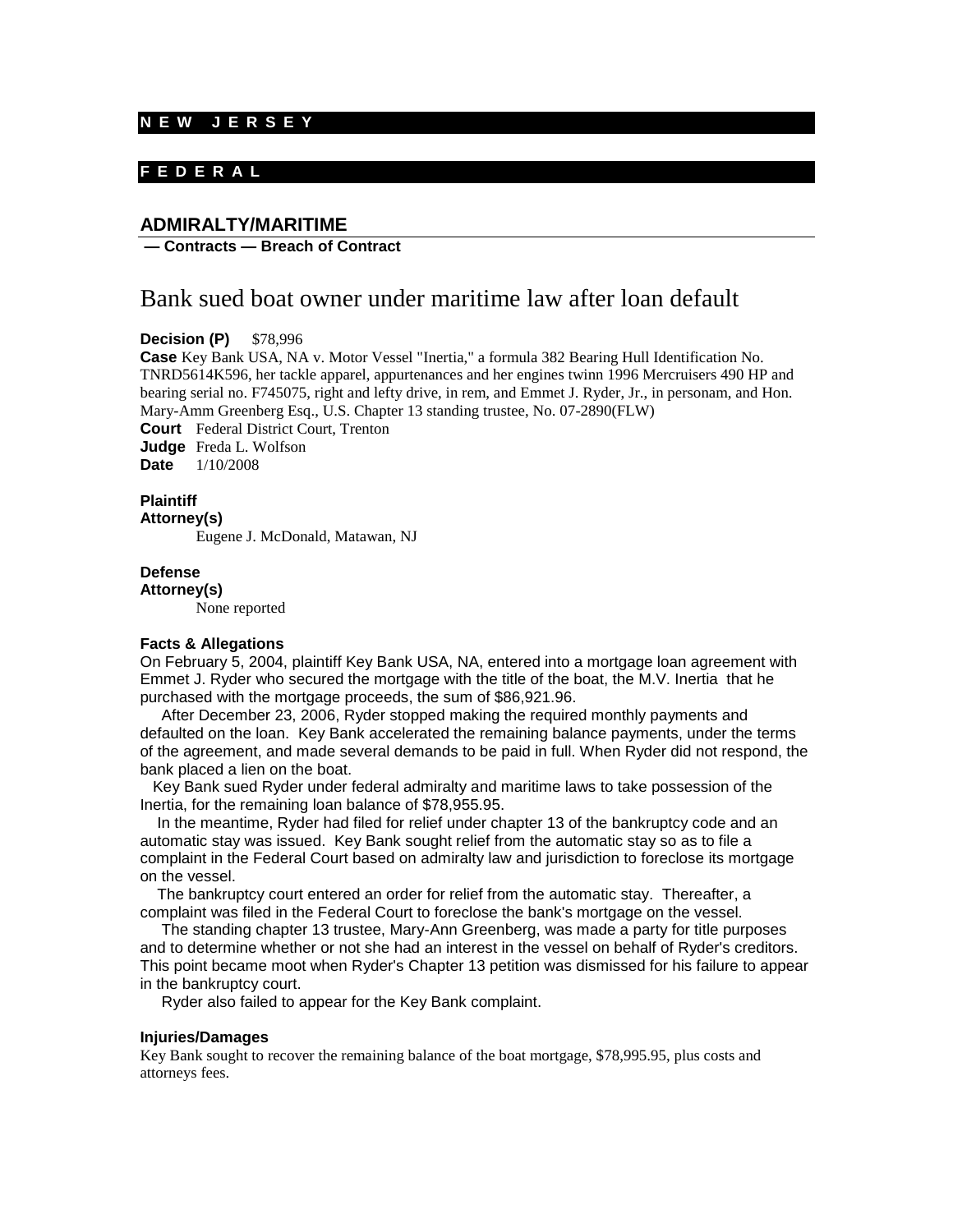**N E W J E R S E Y**

**F E D E R A L**

## ADMIRALTY/MARITIME

**— Contracts — Breach of Contract**

# Bank sued boat owner under maritime law after loan default

**Decision (P)** $78,996

**Case** Key Bank USA, NA v. Motor Vessel "Inertia," a formula 382 Bearing Hull Identification No. TNRD5614K596, her tackle apparel, appurtenances and her engines twinn 1996 Mercruisers 490 HP and bearing serial no. F745075, right and lefty drive, in rem, and Emmet J. Ryder, Jr., in personam, and Hon. Mary-Amm Greenberg Esq., U.S. Chapter 13 standing trustee, No. 07-2890(FLW)

**Court** Federal District Court, Trenton

**Judge** Freda L. Wolfson

**Date** 1/10/2008

**Plaintiff Attorney(s)**

Eugene J. McDonald, Matawan, NJ

**Defense Attorney(s)**

None reported

**Facts & Allegations**

On February 5, 2004, plaintiff Key Bank USA, NA, entered into a mortgage loan agreement with Emmet J. Ryder who secured the mortgage with the title of the boat, the M.V. Inertia that he purchased with the mortgage proceeds, the sum of $86,921.96.

After December 23, 2006, Ryder stopped making the required monthly payments and defaulted on the loan. Key Bank accelerated the remaining balance payments, under the terms of the agreement, and made several demands to be paid in full. When Ryder did not respond, the bank placed a lien on the boat.

Key Bank sued Ryder under federal admiralty and maritime laws to take possession of the Inertia, for the remaining loan balance of $78,955.95.

In the meantime, Ryder had filed for relief under chapter 13 of the bankruptcy code and an automatic stay was issued. Key Bank sought relief from the automatic stay so as to file a complaint in the Federal Court based on admiralty law and jurisdiction to foreclose its mortgage on the vessel.

The bankruptcy court entered an order for relief from the automatic stay. Thereafter, a complaint was filed in the Federal Court to foreclose the bank's mortgage on the vessel.

The standing chapter 13 trustee, Mary-Ann Greenberg, was made a party for title purposes and to determine whether or not she had an interest in the vessel on behalf of Ryder's creditors. This point became moot when Ryder's Chapter 13 petition was dismissed for his failure to appear in the bankruptcy court.

Ryder also failed to appear for the Key Bank complaint.

**Injuries/Damages**

Key Bank sought to recover the remaining balance of the boat mortgage, $78,995.95, plus costs and attorneys fees.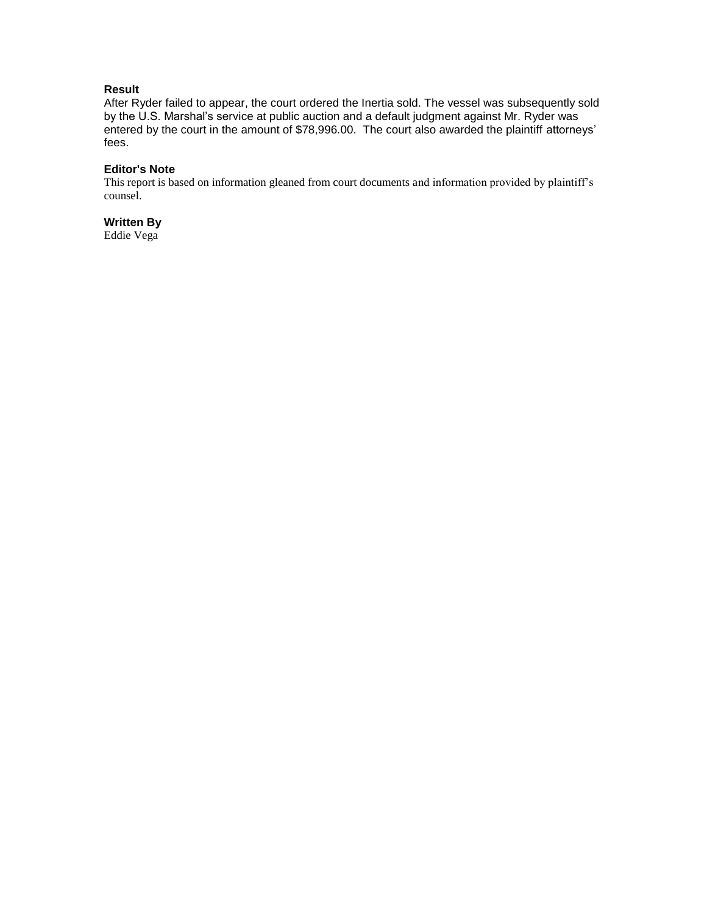### Result

After Ryder failed to appear, the court ordered the Inertia sold. The vessel was subsequently sold by the U.S. Marshal's service at public auction and a default judgment against Mr. Ryder was entered by the court in the amount of $78,996.00. The court also awarded the plaintiff attorneys' fees.

### Editor's Note

This report is based on information gleaned from court documents and information provided by plaintiff's counsel.

### Written By

Eddie Vega